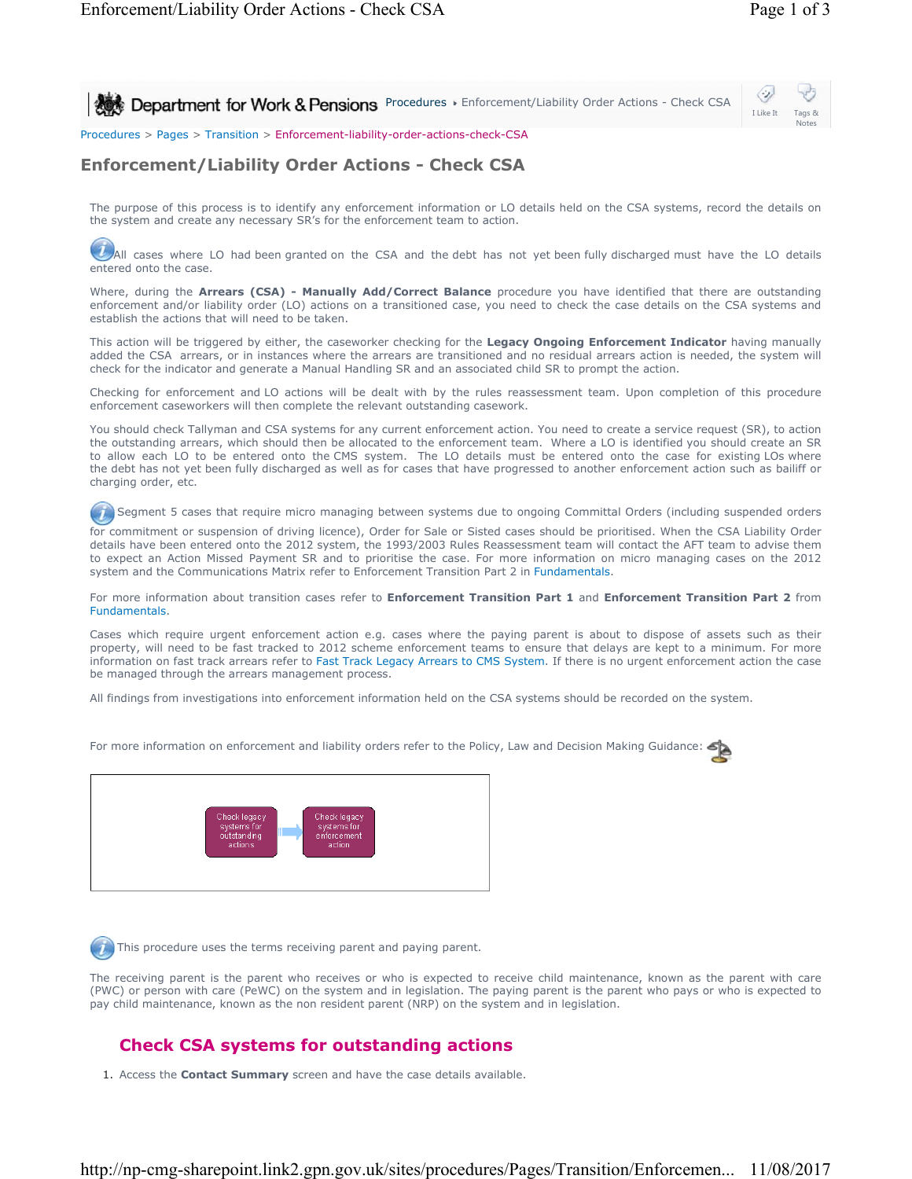Procedures > Pages > Transition > Enforcement-liability-order-actions-check-CSA

# Enforcement/Liability Order Actions - Check CSA

The purpose of this process is to identify any enforcement information or LO details held on the CSA systems, record the details on the system and create any necessary SR's for the enforcement team to action.

All cases where LO had been granted on the CSA and the debt has not yet been fully discharged must have the LO details entered onto the case.

Where, during the **Arrears (CSA) - Manually Add/Correct Balance** procedure you have identified that there are outstanding enforcement and/or liability order (LO) actions on a transitioned case, you need to check the case details on the CSA systems and establish the actions that will need to be taken.

This action will be triggered by either, the caseworker checking for the **Legacy Ongoing Enforcement Indicator** having manually added the CSA arrears, or in instances where the arrears are transitioned and no residual arrears action is needed, the system will check for the indicator and generate a Manual Handling SR and an associated child SR to prompt the action.

Checking for enforcement and LO actions will be dealt with by the rules reassessment team. Upon completion of this procedure enforcement caseworkers will then complete the relevant outstanding casework.

You should check Tallyman and CSA systems for any current enforcement action. You need to create a service request (SR), to action the outstanding arrears, which should then be allocated to the enforcement team. Where a LO is identified you should create an SR to allow each LO to be entered onto the CMS system. The LO details must be entered onto the case for existing LOs where the debt has not yet been fully discharged as well as for cases that have progressed to another enforcement action such as bailiff or charging order, etc.

Segment 5 cases that require micro managing between systems due to ongoing Committal Orders (including suspended orders for commitment or suspension of driving licence), Order for Sale or Sisted cases should be prioritised. When the CSA Liability Order details have been entered onto the 2012 system, the 1993/2003 Rules Reassessment team will contact the AFT team to advise them to expect an Action Missed Payment SR and to prioritise the case. For more information on micro managing cases on the 2012 system and the Communications Matrix refer to Enforcement Transition Part 2 in Fundamentals.

For more information about transition cases refer to **Enforcement Transition Part 1** and **Enforcement Transition Part 2** from Fundamentals.

Cases which require urgent enforcement action e.g. cases where the paying parent is about to dispose of assets such as their property, will need to be fast tracked to 2012 scheme enforcement teams to ensure that delays are kept to a minimum. For more information on fast track arrears refer to Fast Track Legacy Arrears to CMS System. If there is no urgent enforcement action the case be managed through the arrears management process.

All findings from investigations into enforcement information held on the CSA systems should be recorded on the system.

For more information on enforcement and liability orders refer to the Policy, Law and Decision Making Guidance:

Check legacy systems for outstanding actions → Check legacy systems for enforcement action

This procedure uses the terms receiving parent and paying parent.

The receiving parent is the parent who receives or who is expected to receive child maintenance, known as the parent with care (PWC) or person with care (PeWC) on the system and in legislation. The paying parent is the parent who pays or who is expected to pay child maintenance, known as the non resident parent (NRP) on the system and in legislation.

## Check CSA systems for outstanding actions

1. Access the **Contact Summary** screen and have the case details available.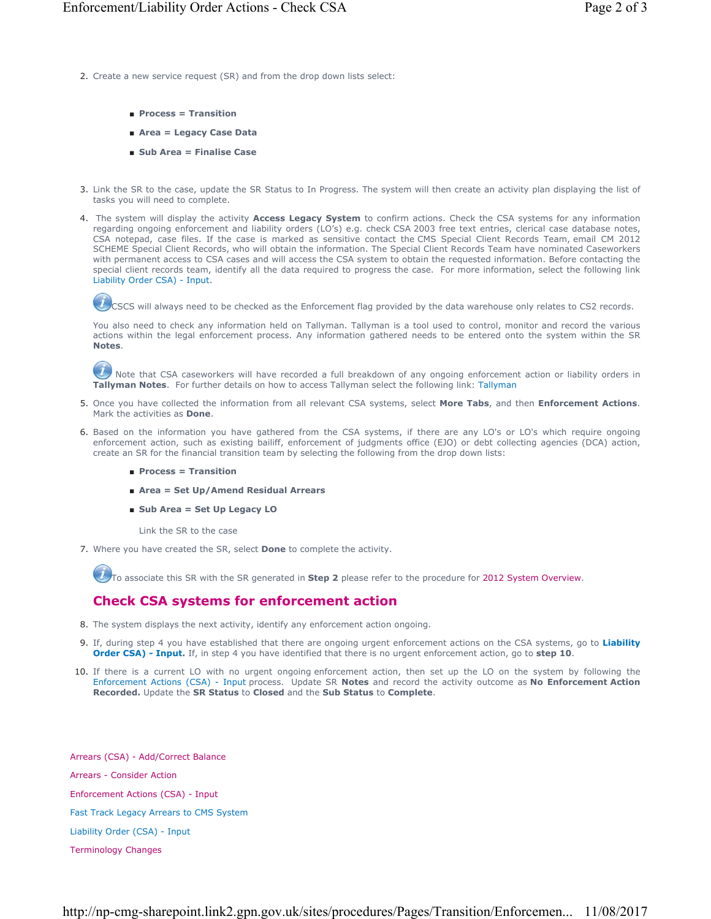2. Create a new service request (SR) and from the drop down lists select:

   - **Process = Transition**
   - **Area = Legacy Case Data**
   - **Sub Area = Finalise Case**

3. Link the SR to the case, update the SR Status to In Progress. The system will then create an activity plan displaying the list of tasks you will need to complete.

4. The system will display the activity **Access Legacy System** to confirm actions. Check the CSA systems for any information regarding ongoing enforcement and liability orders (LO's) e.g. check CSA 2003 free text entries, clerical case database notes, CSA notepad, case files. If the case is marked as sensitive contact the CMS Special Client Records Team, email CM 2012 SCHEME Special Client Records, who will obtain the information. The Special Client Records Team have nominated Caseworkers with permanent access to CSA cases and will access the CSA system to obtain the requested information. Before contacting the special client records team, identify all the data required to progress the case. For more information, select the following link Liability Order CSA) - Input.

   CSCS will always need to be checked as the Enforcement flag provided by the data warehouse only relates to CS2 records.

   You also need to check any information held on Tallyman. Tallyman is a tool used to control, monitor and record the various actions within the legal enforcement process. Any information gathered needs to be entered onto the system within the SR **Notes**.

   Note that CSA caseworkers will have recorded a full breakdown of any ongoing enforcement action or liability orders in **Tallyman Notes**. For further details on how to access Tallyman select the following link: Tallyman

5. Once you have collected the information from all relevant CSA systems, select **More Tabs**, and then **Enforcement Actions**. Mark the activities as **Done**.

6. Based on the information you have gathered from the CSA systems, if there are any LO's or LO's which require ongoing enforcement action, such as existing bailiff, enforcement of judgments office (EJO) or debt collecting agencies (DCA) action, create an SR for the financial transition team by selecting the following from the drop down lists:

   - **Process = Transition**
   - **Area = Set Up/Amend Residual Arrears**
   - **Sub Area = Set Up Legacy LO**

   Link the SR to the case

7. Where you have created the SR, select **Done** to complete the activity.

   To associate this SR with the SR generated in **Step 2** please refer to the procedure for 2012 System Overview.

## Check CSA systems for enforcement action

8. The system displays the next activity, identify any enforcement action ongoing.

9. If, during step 4 you have established that there are ongoing urgent enforcement actions on the CSA systems, go to **Liability Order CSA) - Input.** If, in step 4 you have identified that there is no urgent enforcement action, go to **step 10**.

10. If there is a current LO with no urgent ongoing enforcement action, then set up the LO on the system by following the Enforcement Actions (CSA) - Input process. Update SR **Notes** and record the activity outcome as **No Enforcement Action Recorded.** Update the **SR Status** to **Closed** and the **Sub Status** to **Complete**.

Arrears (CSA) - Add/Correct Balance

Arrears - Consider Action

Enforcement Actions (CSA) - Input

Fast Track Legacy Arrears to CMS System

Liability Order (CSA) - Input

Terminology Changes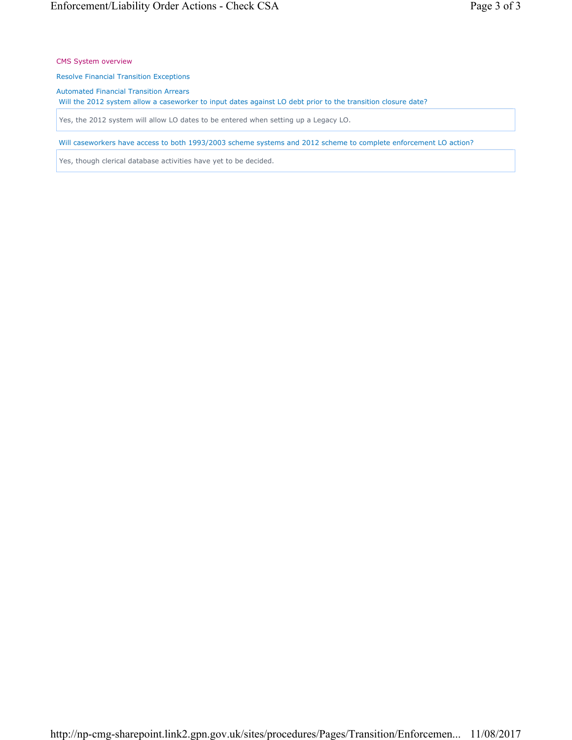CMS System overview

Resolve Financial Transition Exceptions

Automated Financial Transition Arrears

**Will the 2012 system allow a caseworker to input dates against LO debt prior to the transition closure date?**

Yes, the 2012 system will allow LO dates to be entered when setting up a Legacy LO.

**Will caseworkers have access to both 1993/2003 scheme systems and 2012 scheme to complete enforcement LO action?**

Yes, though clerical database activities have yet to be decided.